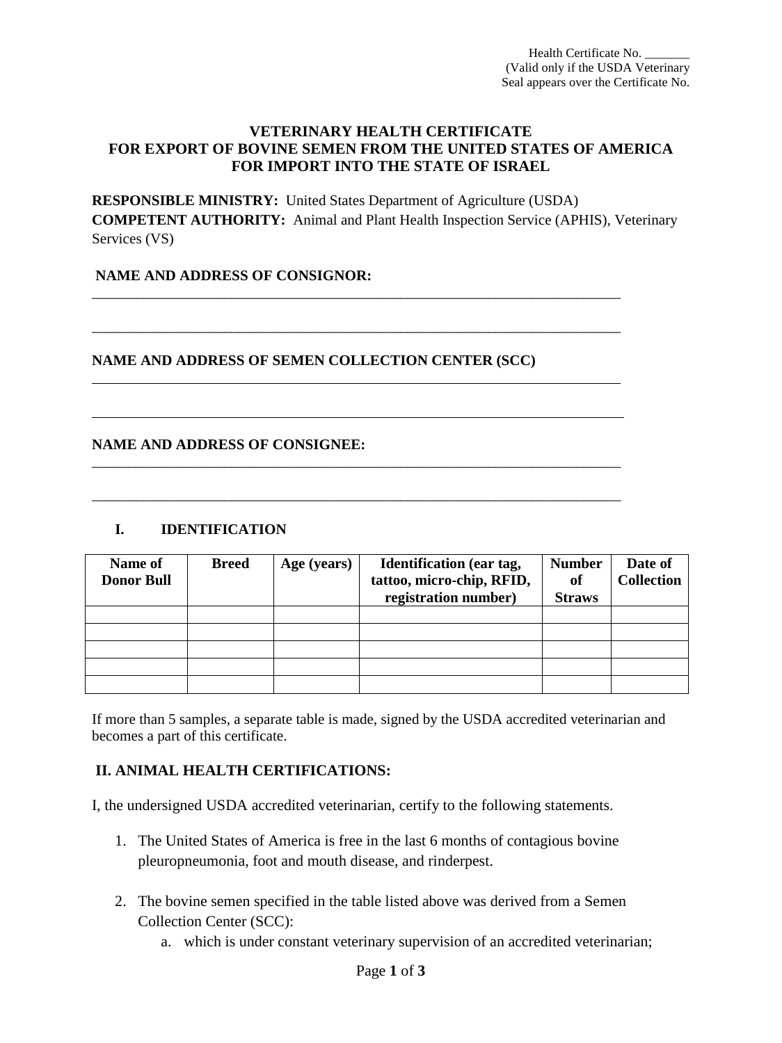Health Certificate No. _______
(Valid only if the USDA Veterinary
Seal appears over the Certificate No.

# VETERINARY HEALTH CERTIFICATE FOR EXPORT OF BOVINE SEMEN FROM THE UNITED STATES OF AMERICA FOR IMPORT INTO THE STATE OF ISRAEL

**RESPONSIBLE MINISTRY:** United States Department of Agriculture (USDA)
**COMPETENT AUTHORITY:** Animal and Plant Health Inspection Service (APHIS), Veterinary Services (VS)

**NAME AND ADDRESS OF CONSIGNOR:**

___________________________________________________________________________

___________________________________________________________________________

**NAME AND ADDRESS OF SEMEN COLLECTION CENTER (SCC)**

___________________________________________________________________________

___________________________________________________________________________

**NAME AND ADDRESS OF CONSIGNEE:**

___________________________________________________________________________

___________________________________________________________________________

## I. IDENTIFICATION

| Name of Donor Bull | Breed | Age (years) | Identification (ear tag, tattoo, micro-chip, RFID, registration number) | Number of Straws | Date of Collection |
|---|---|---|---|---|---|
| | | | | | |
| | | | | | |
| | | | | | |
| | | | | | |
| | | | | | |

If more than 5 samples, a separate table is made, signed by the USDA accredited veterinarian and becomes a part of this certificate.

## II. ANIMAL HEALTH CERTIFICATIONS:

I, the undersigned USDA accredited veterinarian, certify to the following statements.

1. The United States of America is free in the last 6 months of contagious bovine pleuropneumonia, foot and mouth disease, and rinderpest.

2. The bovine semen specified in the table listed above was derived from a Semen Collection Center (SCC):
   a. which is under constant veterinary supervision of an accredited veterinarian;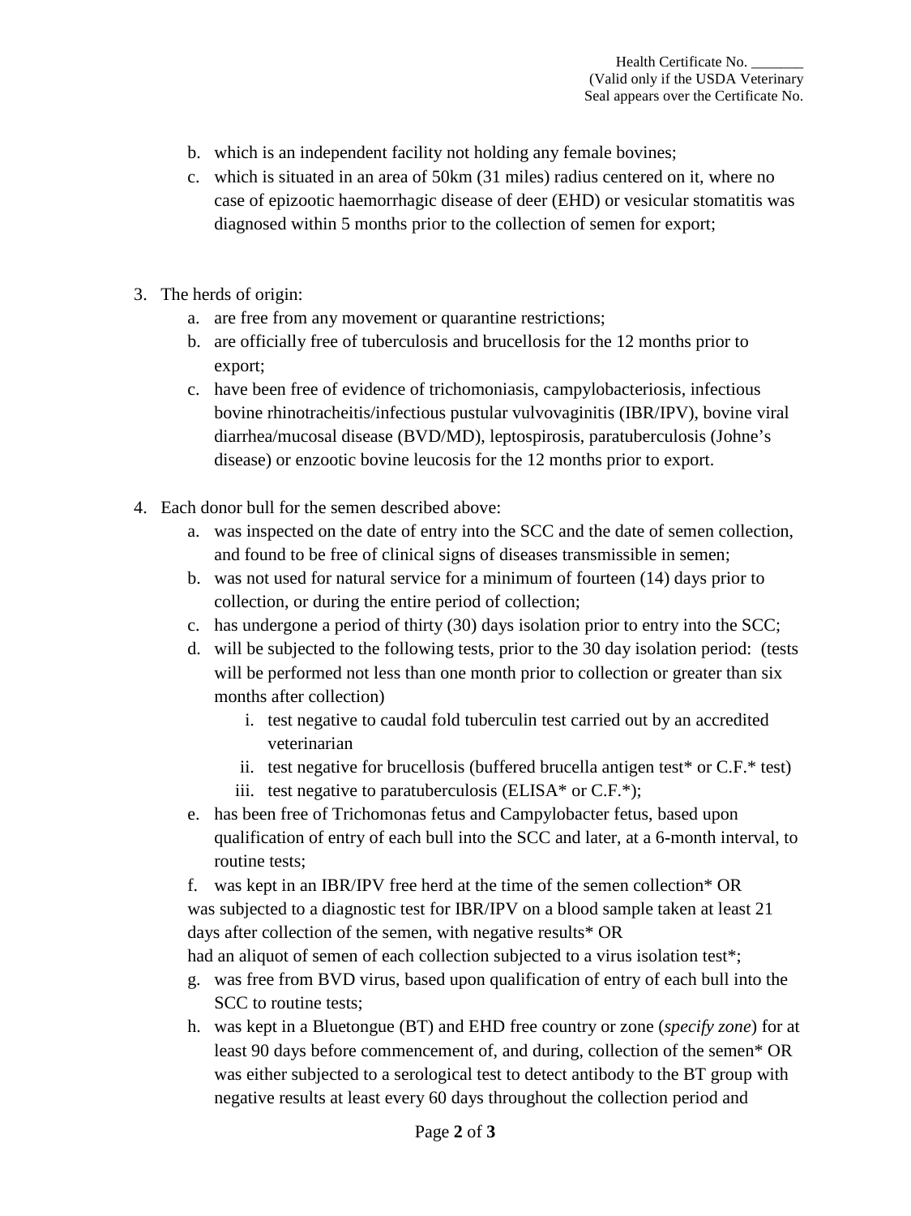b. which is an independent facility not holding any female bovines;
c. which is situated in an area of 50km (31 miles) radius centered on it, where no case of epizootic haemorrhagic disease of deer (EHD) or vesicular stomatitis was diagnosed within 5 months prior to the collection of semen for export;

3. The herds of origin:
   a. are free from any movement or quarantine restrictions;
   b. are officially free of tuberculosis and brucellosis for the 12 months prior to export;
   c. have been free of evidence of trichomoniasis, campylobacteriosis, infectious bovine rhinotracheitis/infectious pustular vulvovaginitis (IBR/IPV), bovine viral diarrhea/mucosal disease (BVD/MD), leptospirosis, paratuberculosis (Johne's disease) or enzootic bovine leucosis for the 12 months prior to export.

4. Each donor bull for the semen described above:
   a. was inspected on the date of entry into the SCC and the date of semen collection, and found to be free of clinical signs of diseases transmissible in semen;
   b. was not used for natural service for a minimum of fourteen (14) days prior to collection, or during the entire period of collection;
   c. has undergone a period of thirty (30) days isolation prior to entry into the SCC;
   d. will be subjected to the following tests, prior to the 30 day isolation period: (tests will be performed not less than one month prior to collection or greater than six months after collection)
      i. test negative to caudal fold tuberculin test carried out by an accredited veterinarian
      ii. test negative for brucellosis (buffered brucella antigen test* or C.F.* test)
      iii. test negative to paratuberculosis (ELISA* or C.F.*);
   e. has been free of Trichomonas fetus and Campylobacter fetus, based upon qualification of entry of each bull into the SCC and later, at a 6-month interval, to routine tests;
   f. was kept in an IBR/IPV free herd at the time of the semen collection* OR was subjected to a diagnostic test for IBR/IPV on a blood sample taken at least 21 days after collection of the semen, with negative results* OR had an aliquot of semen of each collection subjected to a virus isolation test*;
   g. was free from BVD virus, based upon qualification of entry of each bull into the SCC to routine tests;
   h. was kept in a Bluetongue (BT) and EHD free country or zone (*specify zone*) for at least 90 days before commencement of, and during, collection of the semen* OR was either subjected to a serological test to detect antibody to the BT group with negative results at least every 60 days throughout the collection period and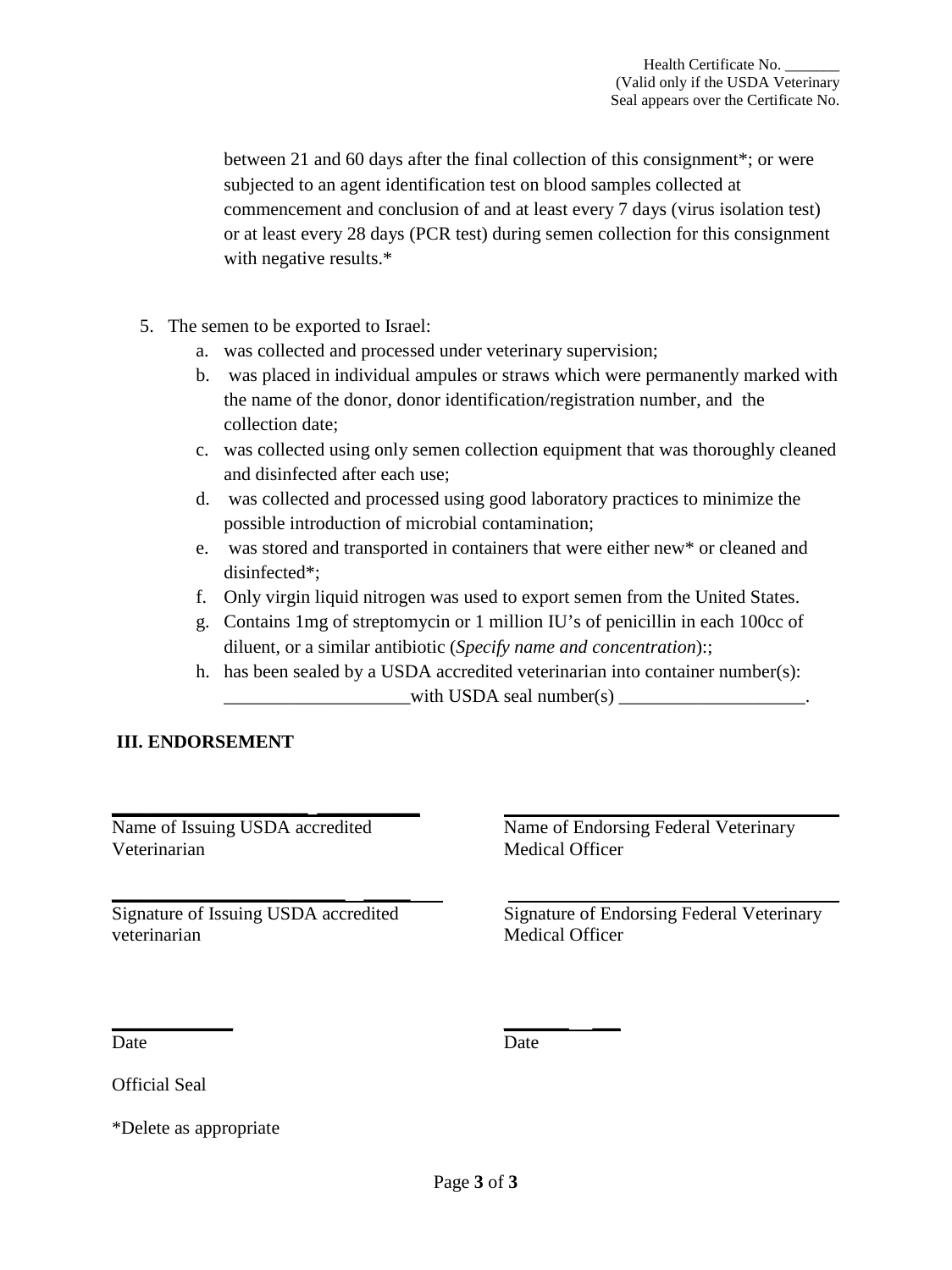between 21 and 60 days after the final collection of this consignment*; or were subjected to an agent identification test on blood samples collected at commencement and conclusion of and at least every 7 days (virus isolation test) or at least every 28 days (PCR test) during semen collection for this consignment with negative results.*

5. The semen to be exported to Israel:
   a. was collected and processed under veterinary supervision;
   b. was placed in individual ampules or straws which were permanently marked with the name of the donor, donor identification/registration number, and the collection date;
   c. was collected using only semen collection equipment that was thoroughly cleaned and disinfected after each use;
   d. was collected and processed using good laboratory practices to minimize the possible introduction of microbial contamination;
   e. was stored and transported in containers that were either new* or cleaned and disinfected*;
   f. Only virgin liquid nitrogen was used to export semen from the United States.
   g. Contains 1mg of streptomycin or 1 million IU's of penicillin in each 100cc of diluent, or a similar antibiotic (*Specify name and concentration*):;
   h. has been sealed by a USDA accredited veterinarian into container number(s): ____________________with USDA seal number(s) ____________________.

**III. ENDORSEMENT**

| | |
|---|---|
| ______________________________ | ______________________________ |
| Name of Issuing USDA accredited Veterinarian | Name of Endorsing Federal Veterinary Medical Officer |
| ______________________________ | ______________________________ |
| Signature of Issuing USDA accredited veterinarian | Signature of Endorsing Federal Veterinary Medical Officer |
| ____________ | ____________ |
| Date | Date |

Official Seal

*Delete as appropriate